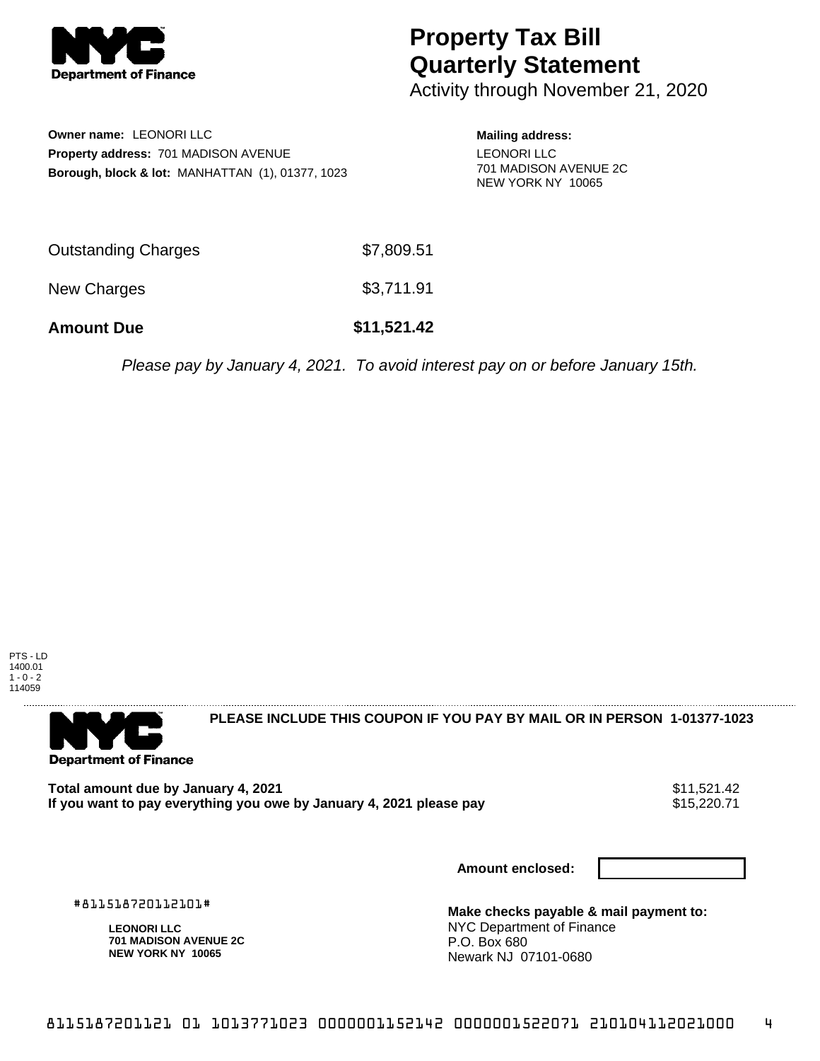NYC Department of Finance

# Property Tax Bill Quarterly Statement

Activity through November 21, 2020

**Owner name:** LEONORI LLC
**Property address:** 701 MADISON AVENUE
**Borough, block & lot:** MANHATTAN (1), 01377, 1023

**Mailing address:**
LEONORI LLC
701 MADISON AVENUE 2C
NEW YORK NY 10065

| | |
|---|---|
| Outstanding Charges | $7,809.51 |
| New Charges | $3,711.91 |
| **Amount Due** | **$11,521.42** |

*Please pay by January 4, 2021. To avoid interest pay on or before January 15th.*

PTS - LD
1400.01
1 - 0 - 2
114059

NYC Department of Finance

**PLEASE INCLUDE THIS COUPON IF YOU PAY BY MAIL OR IN PERSON 1-01377-1023**

| | |
|---|---|
| **Total amount due by January 4, 2021** | $11,521.42 |
| **If you want to pay everything you owe by January 4, 2021 please pay** | $15,220.71 |

**Amount enclosed:**

#811518720112101#

**LEONORI LLC**
**701 MADISON AVENUE 2C**
**NEW YORK NY 10065**

**Make checks payable & mail payment to:**
NYC Department of Finance
P.O. Box 680
Newark NJ 07101-0680

8115187201121 01 1013771023 0000001152142 0000001522071 210104112021000 4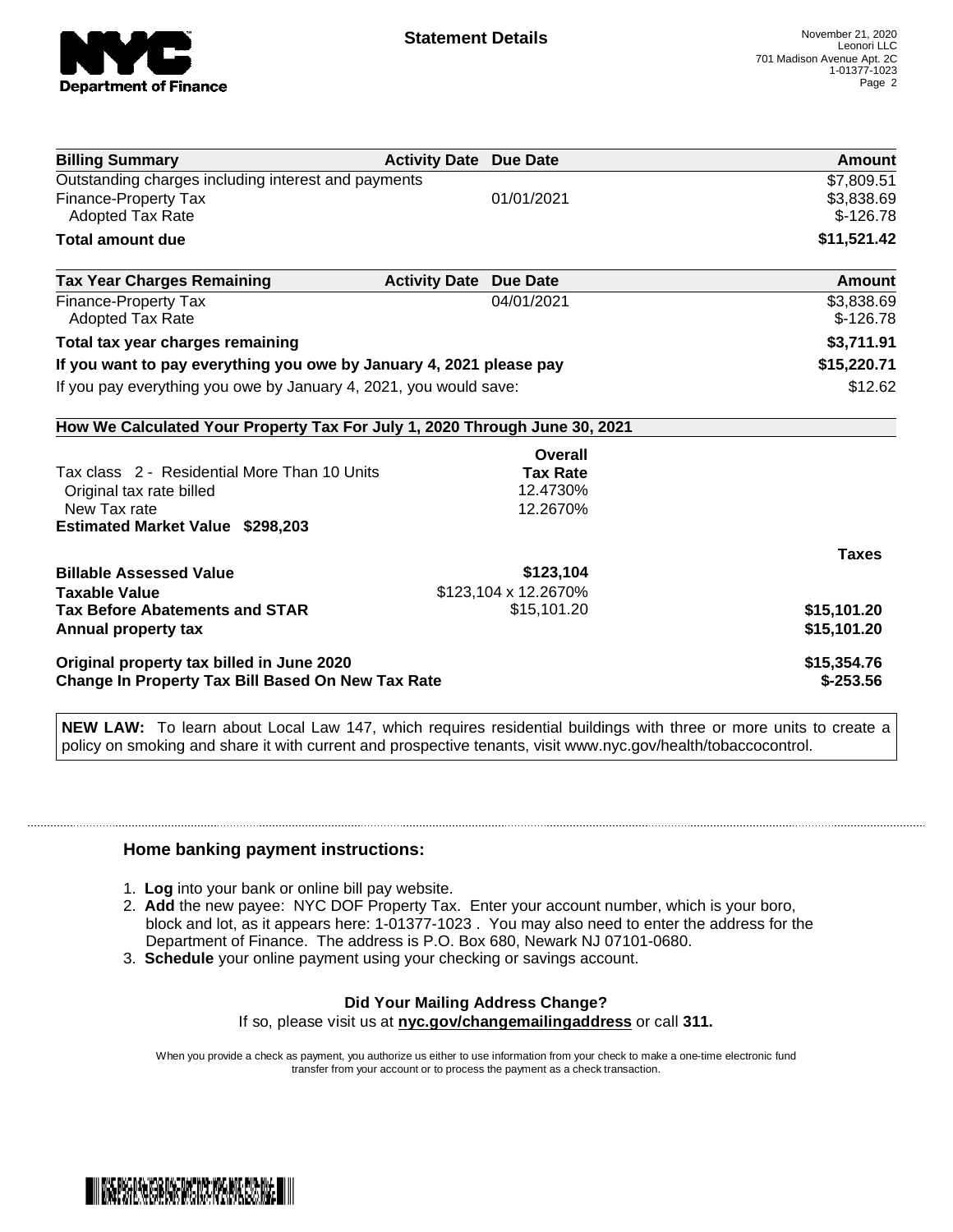# Statement Details

November 21, 2020
Leonori LLC
701 Madison Avenue Apt. 2C
1-01377-1023

| Billing Summary | Activity Date | Due Date | Amount |
|---|---|---|---|
| Outstanding charges including interest and payments | | | $7,809.51 |
| Finance-Property Tax | | 01/01/2021 | $3,838.69 |
| Adopted Tax Rate | | | $-126.78 |
| **Total amount due** | | | **$11,521.42** |

| Tax Year Charges Remaining | Activity Date | Due Date | Amount |
|---|---|---|---|
| Finance-Property Tax | | 04/01/2021 | $3,838.69 |
| Adopted Tax Rate | | | $-126.78 |
| **Total tax year charges remaining** | | | **$3,711.91** |
| **If you want to pay everything you owe by January 4, 2021 please pay** | | | **$15,220.71** |
| If you pay everything you owe by January 4, 2021, you would save: | | | $12.62 |

## How We Calculated Your Property Tax For July 1, 2020 Through June 30, 2021

| | Overall Tax Rate | |
|---|---|---|
| Tax class 2 - Residential More Than 10 Units | | |
| Original tax rate billed | 12.4730% | |
| New Tax rate | 12.2670% | |
| **Estimated Market Value $298,203** | | |
| | | **Taxes** |
| **Billable Assessed Value** | **$123,104** | |
| **Taxable Value** | $123,104 x 12.2670% | |
| **Tax Before Abatements and STAR** | $15,101.20 | **$15,101.20** |
| **Annual property tax** | | **$15,101.20** |
| **Original property tax billed in June 2020** | | **$15,354.76** |
| **Change In Property Tax Bill Based On New Tax Rate** | | **$-253.56** |

**NEW LAW:** To learn about Local Law 147, which requires residential buildings with three or more units to create a policy on smoking and share it with current and prospective tenants, visit www.nyc.gov/health/tobaccocontrol.

### Home banking payment instructions:

1. **Log** into your bank or online bill pay website.
2. **Add** the new payee: NYC DOF Property Tax. Enter your account number, which is your boro, block and lot, as it appears here: 1-01377-1023 . You may also need to enter the address for the Department of Finance. The address is P.O. Box 680, Newark NJ 07101-0680.
3. **Schedule** your online payment using your checking or savings account.

**Did Your Mailing Address Change?**
If so, please visit us at **nyc.gov/changemailingaddress** or call **311.**

When you provide a check as payment, you authorize us either to use information from your check to make a one-time electronic fund transfer from your account or to process the payment as a check transaction.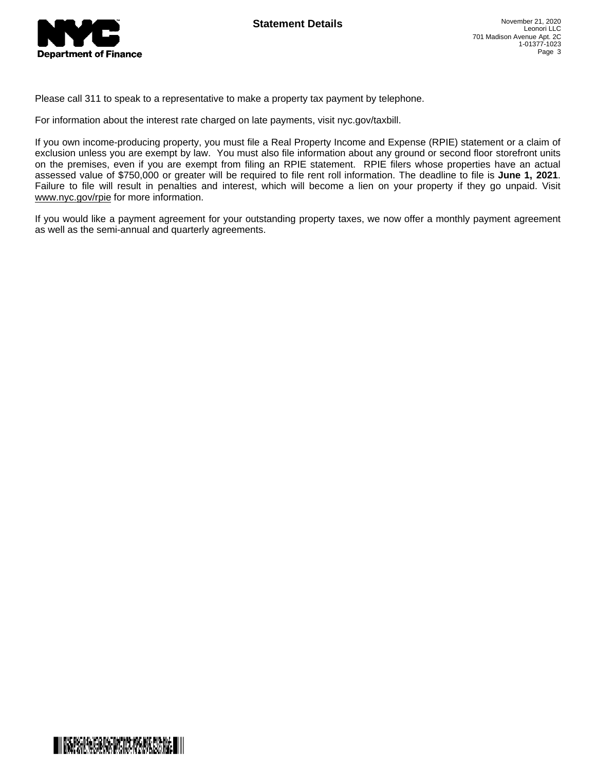Please call 311 to speak to a representative to make a property tax payment by telephone.

For information about the interest rate charged on late payments, visit nyc.gov/taxbill.

If you own income-producing property, you must file a Real Property Income and Expense (RPIE) statement or a claim of exclusion unless you are exempt by law. You must also file information about any ground or second floor storefront units on the premises, even if you are exempt from filing an RPIE statement. RPIE filers whose properties have an actual assessed value of $750,000 or greater will be required to file rent roll information. The deadline to file is **June 1, 2021**. Failure to file will result in penalties and interest, which will become a lien on your property if they go unpaid. Visit www.nyc.gov/rpie for more information.

If you would like a payment agreement for your outstanding property taxes, we now offer a monthly payment agreement as well as the semi-annual and quarterly agreements.